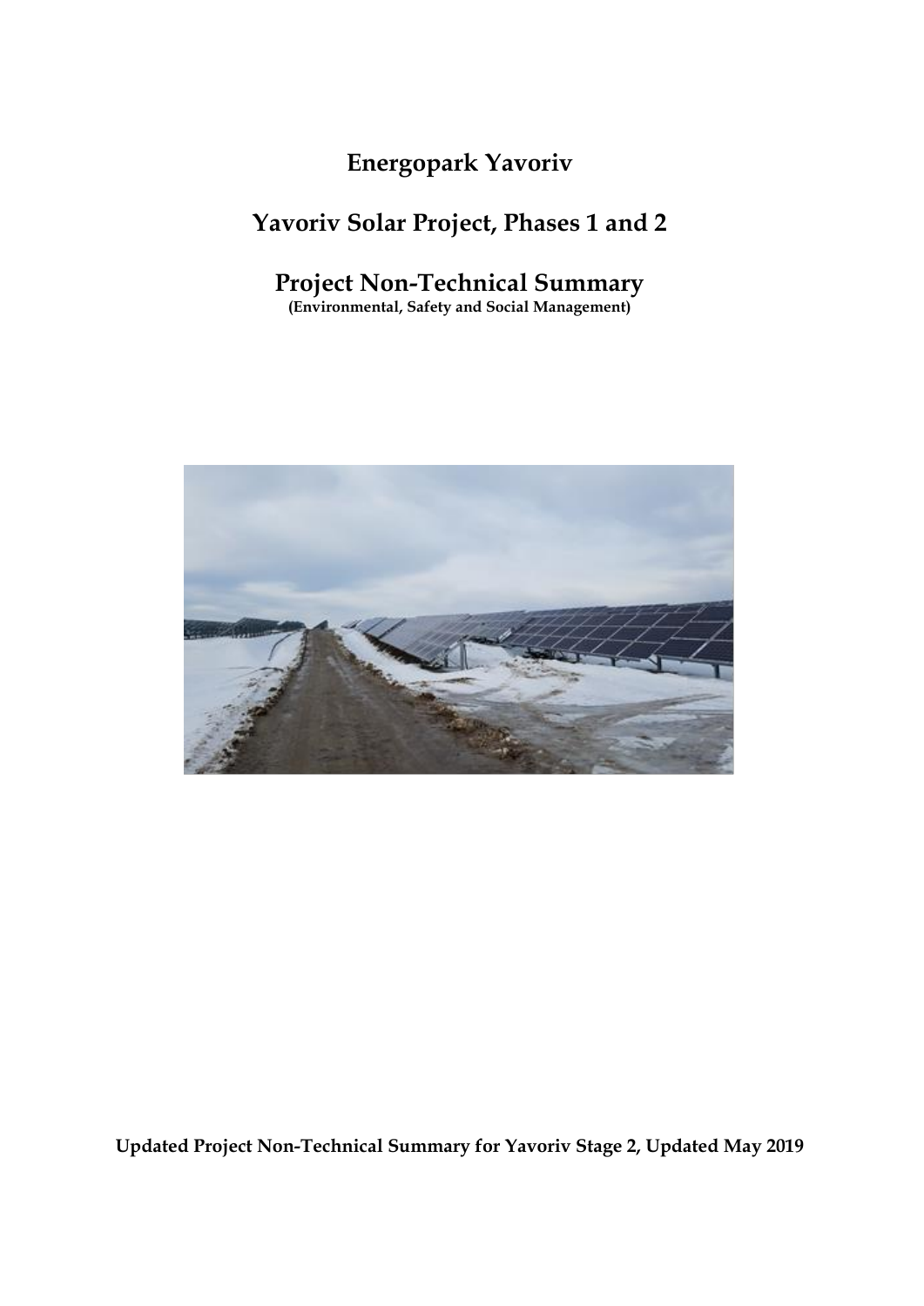# Energopark Yavoriv

## Yavoriv Solar Project, Phases 1 and 2

## Project Non-Technical Summary

**(Environmental, Safety and Social Management)**

**Updated Project Non-Technical Summary for Yavoriv Stage 2, Updated May 2019**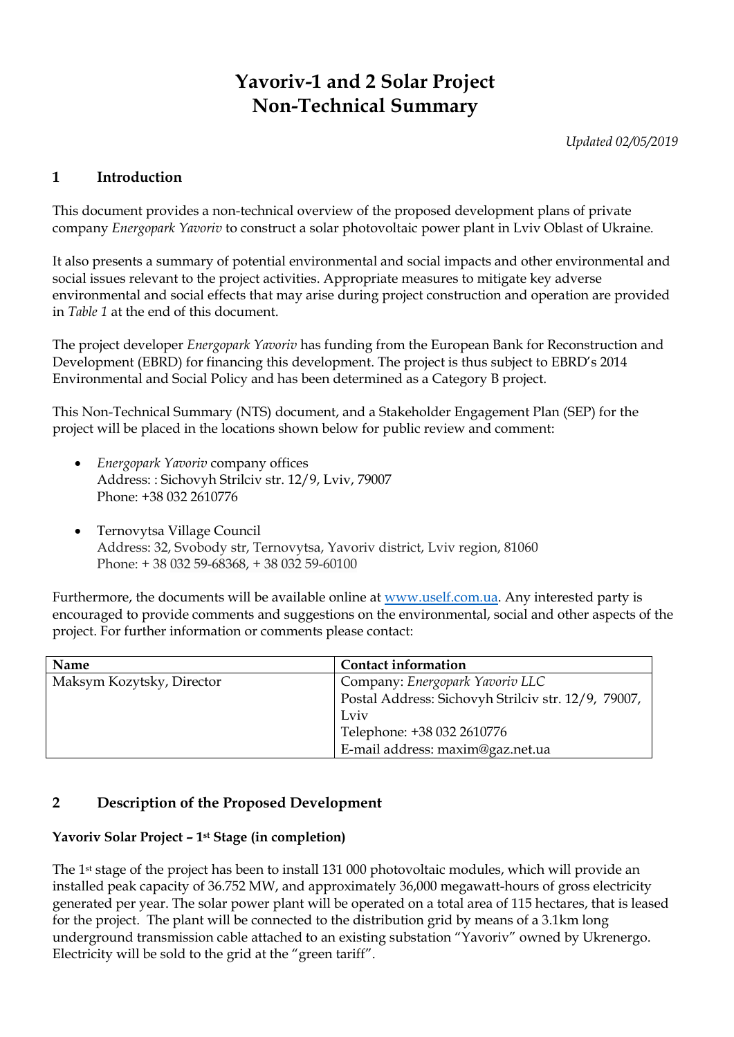# Yavoriv-1 and 2 Solar Project
# Non-Technical Summary

*Updated 02/05/2019*

## 1 Introduction

This document provides a non-technical overview of the proposed development plans of private company *Energopark Yavoriv* to construct a solar photovoltaic power plant in Lviv Oblast of Ukraine.

It also presents a summary of potential environmental and social impacts and other environmental and social issues relevant to the project activities. Appropriate measures to mitigate key adverse environmental and social effects that may arise during project construction and operation are provided in *Table 1* at the end of this document.

The project developer *Energopark Yavoriv* has funding from the European Bank for Reconstruction and Development (EBRD) for financing this development. The project is thus subject to EBRD's 2014 Environmental and Social Policy and has been determined as a Category B project.

This Non-Technical Summary (NTS) document, and a Stakeholder Engagement Plan (SEP) for the project will be placed in the locations shown below for public review and comment:

- *Energopark Yavoriv* company offices
  Address: : Sichovyh Strilciv str. 12/9, Lviv, 79007
  Phone: +38 032 2610776

- Ternovytsa Village Council
  Address: 32, Svobody str, Ternovytsa, Yavoriv district, Lviv region, 81060
  Phone: + 38 032 59-68368, + 38 032 59-60100

Furthermore, the documents will be available online at www.uself.com.ua. Any interested party is encouraged to provide comments and suggestions on the environmental, social and other aspects of the project. For further information or comments please contact:

| Name | Contact information |
| --- | --- |
| Maksym Kozytsky, Director | Company: *Energopark Yavoriv LLC*<br>Postal Address: Sichovyh Strilciv str. 12/9, 79007, Lviv<br>Telephone: +38 032 2610776<br>E-mail address: maxim@gaz.net.ua |

## 2 Description of the Proposed Development

**Yavoriv Solar Project – 1st Stage (in completion)**

The 1st stage of the project has been to install 131 000 photovoltaic modules, which will provide an installed peak capacity of 36.752 MW, and approximately 36,000 megawatt-hours of gross electricity generated per year. The solar power plant will be operated on a total area of 115 hectares, that is leased for the project. The plant will be connected to the distribution grid by means of a 3.1km long underground transmission cable attached to an existing substation "Yavoriv" owned by Ukrenergo. Electricity will be sold to the grid at the "green tariff".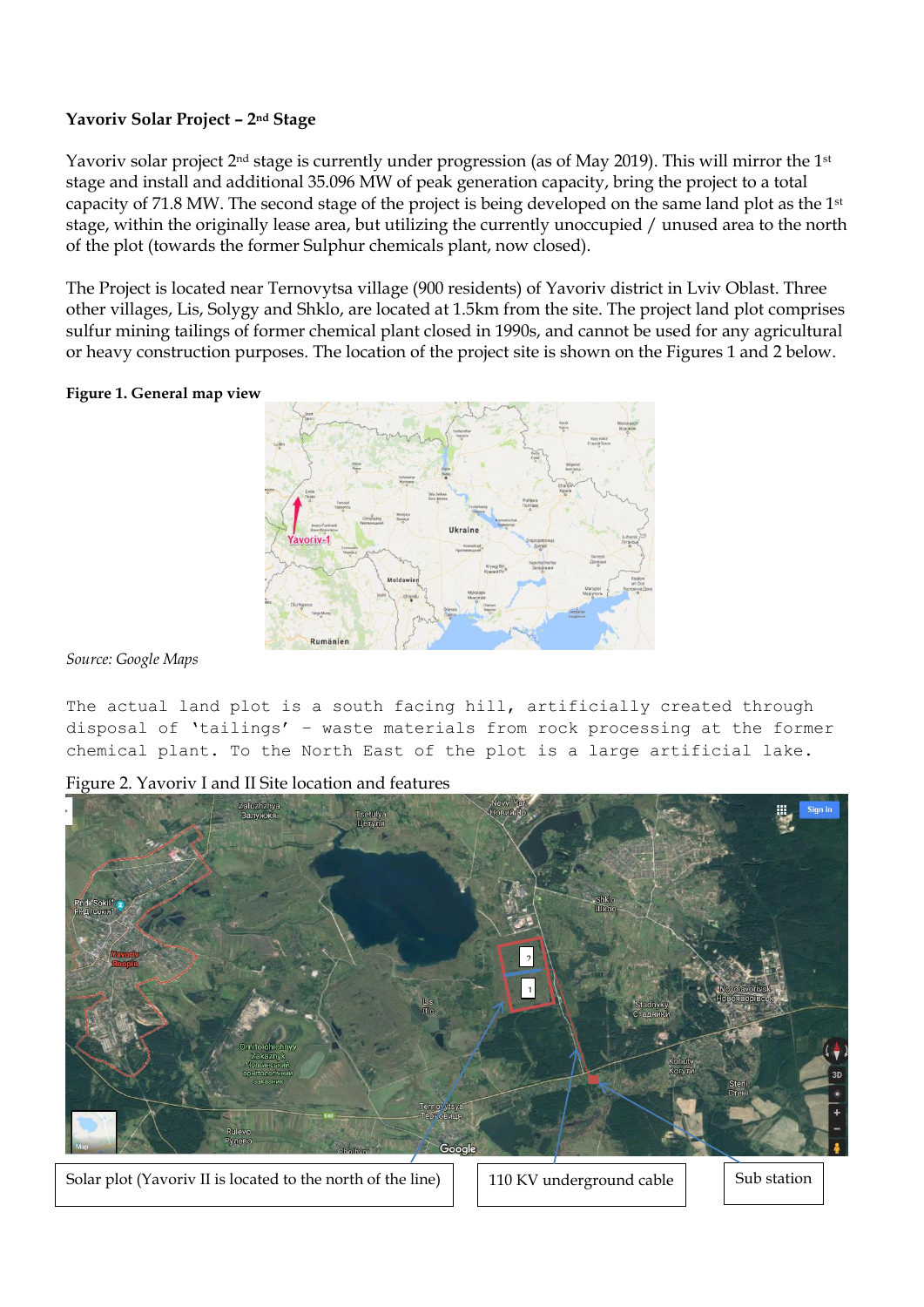**Yavoriv Solar Project – 2nd Stage**

Yavoriv solar project 2nd stage is currently under progression (as of May 2019). This will mirror the 1st stage and install and additional 35.096 MW of peak generation capacity, bring the project to a total capacity of 71.8 MW. The second stage of the project is being developed on the same land plot as the 1st stage, within the originally lease area, but utilizing the currently unoccupied / unused area to the north of the plot (towards the former Sulphur chemicals plant, now closed).

The Project is located near Ternovytsa village (900 residents) of Yavoriv district in Lviv Oblast. Three other villages, Lis, Solygy and Shklo, are located at 1.5km from the site. The project land plot comprises sulfur mining tailings of former chemical plant closed in 1990s, and cannot be used for any agricultural or heavy construction purposes. The location of the project site is shown on the Figures 1 and 2 below.

**Figure 1. General map view**

*Source: Google Maps*

The actual land plot is a south facing hill, artificially created through disposal of 'tailings' – waste materials from rock processing at the former chemical plant. To the North East of the plot is a large artificial lake.

Figure 2. Yavoriv I and II Site location and features

Solar plot (Yavoriv II is located to the north of the line)

110 KV underground cable

Sub station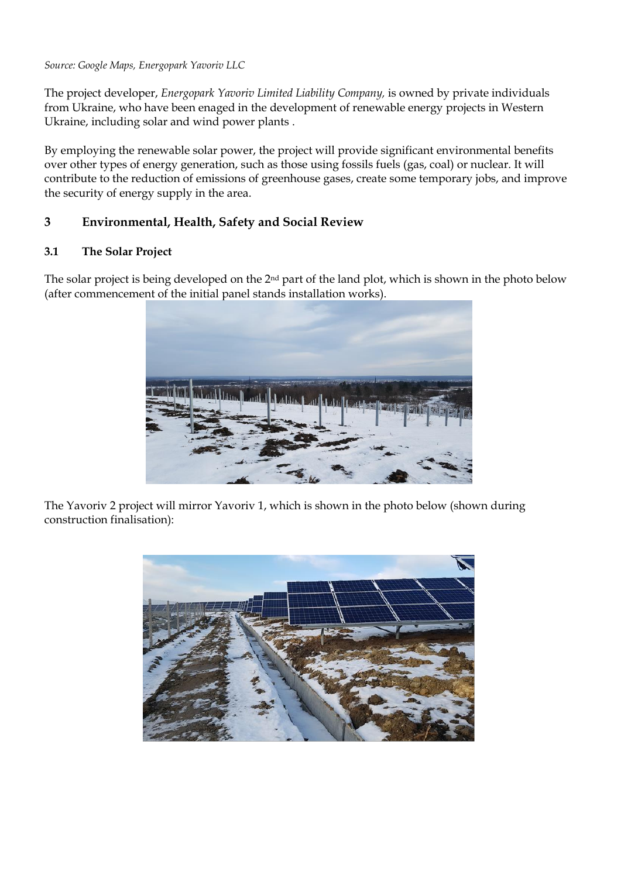*Source: Google Maps, Energopark Yavoriv LLC*

The project developer, *Energopark Yavoriv Limited Liability Company*, is owned by private individuals from Ukraine, who have been enaged in the development of renewable energy projects in Western Ukraine, including solar and wind power plants .

By employing the renewable solar power, the project will provide significant environmental benefits over other types of energy generation, such as those using fossils fuels (gas, coal) or nuclear. It will contribute to the reduction of emissions of greenhouse gases, create some temporary jobs, and improve the security of energy supply in the area.

## 3 Environmental, Health, Safety and Social Review

### 3.1 The Solar Project

The solar project is being developed on the 2nd part of the land plot, which is shown in the photo below (after commencement of the initial panel stands installation works).

The Yavoriv 2 project will mirror Yavoriv 1, which is shown in the photo below (shown during construction finalisation):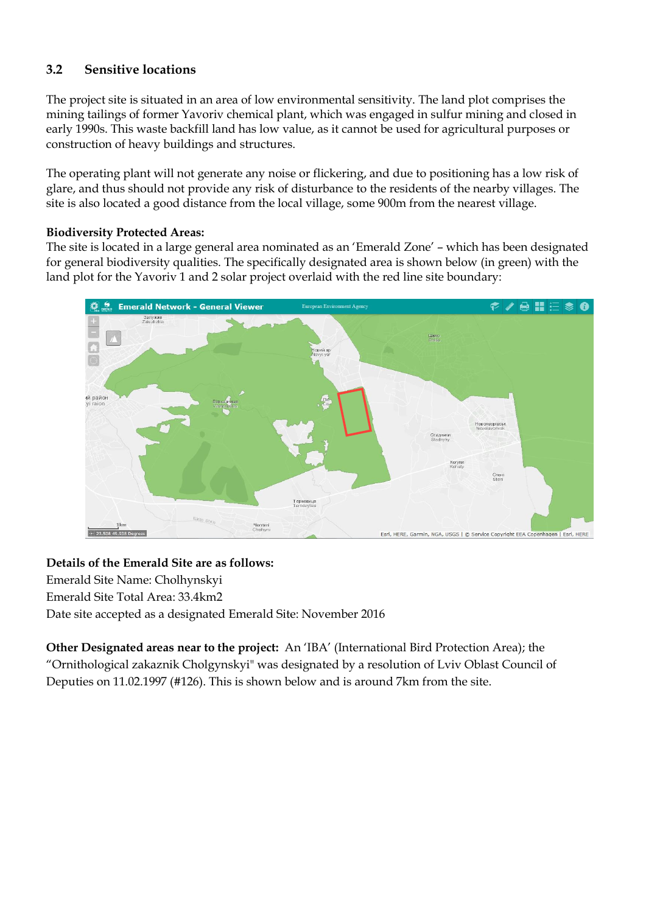### 3.2 Sensitive locations

The project site is situated in an area of low environmental sensitivity. The land plot comprises the mining tailings of former Yavoriv chemical plant, which was engaged in sulfur mining and closed in early 1990s. This waste backfill land has low value, as it cannot be used for agricultural purposes or construction of heavy buildings and structures.

The operating plant will not generate any noise or flickering, and due to positioning has a low risk of glare, and thus should not provide any risk of disturbance to the residents of the nearby villages. The site is also located a good distance from the local village, some 900m from the nearest village.

**Biodiversity Protected Areas:**
The site is located in a large general area nominated as an 'Emerald Zone' – which has been designated for general biodiversity qualities. The specifically designated area is shown below (in green) with the land plot for the Yavoriv 1 and 2 solar project overlaid with the red line site boundary:

**Details of the Emerald Site are as follows:**
Emerald Site Name: Cholhynskyi
Emerald Site Total Area: 33.4km2
Date site accepted as a designated Emerald Site: November 2016

**Other Designated areas near to the project:** An 'IBA' (International Bird Protection Area); the "Ornithological zakaznik Cholgynskyi" was designated by a resolution of Lviv Oblast Council of Deputies on 11.02.1997 (#126). This is shown below and is around 7km from the site.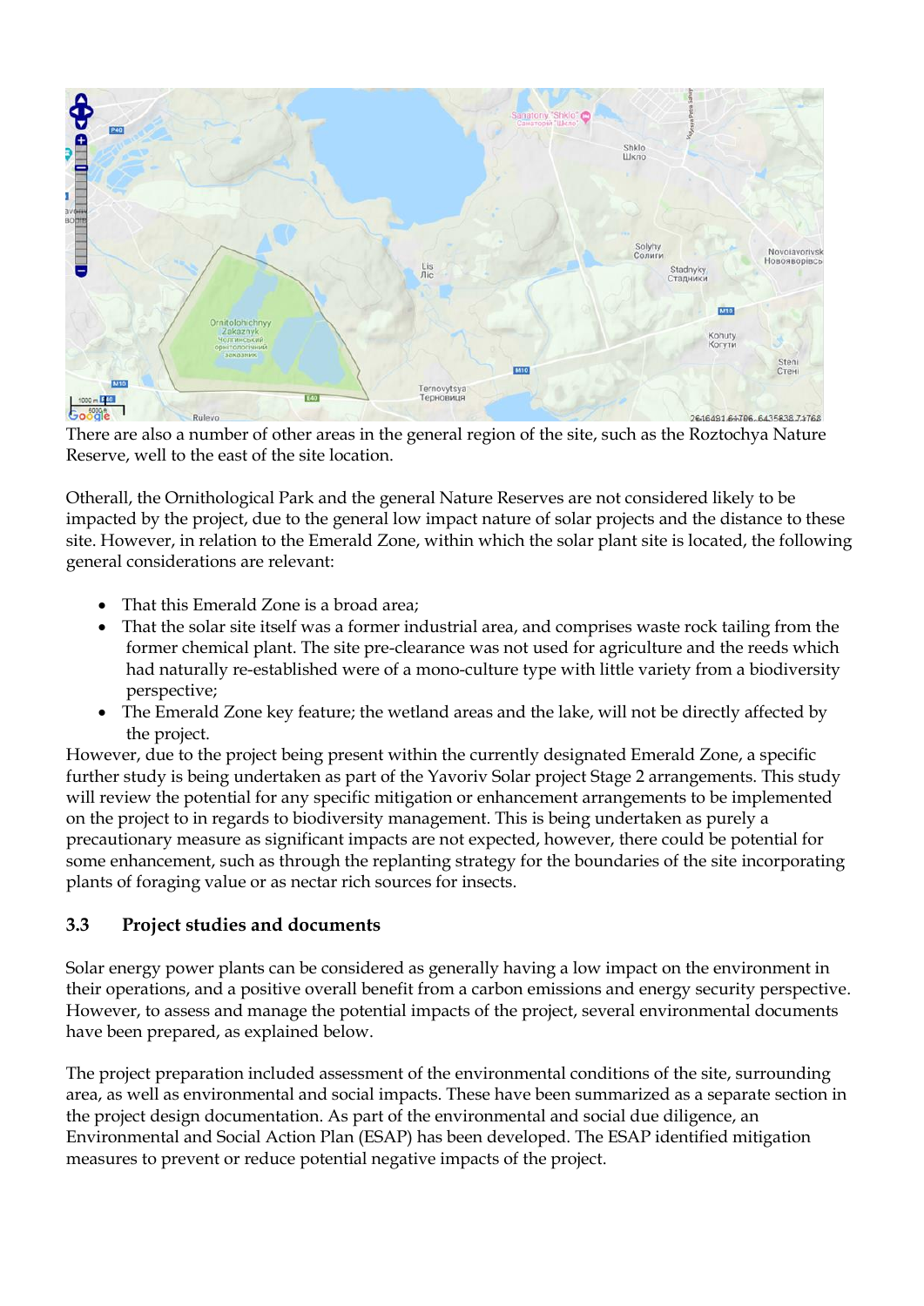There are also a number of other areas in the general region of the site, such as the Roztochya Nature Reserve, well to the east of the site location.

Otherall, the Ornithological Park and the general Nature Reserves are not considered likely to be impacted by the project, due to the general low impact nature of solar projects and the distance to these site. However, in relation to the Emerald Zone, within which the solar plant site is located, the following general considerations are relevant:

- That this Emerald Zone is a broad area;
- That the solar site itself was a former industrial area, and comprises waste rock tailing from the former chemical plant. The site pre-clearance was not used for agriculture and the reeds which had naturally re-established were of a mono-culture type with little variety from a biodiversity perspective;
- The Emerald Zone key feature; the wetland areas and the lake, will not be directly affected by the project.

However, due to the project being present within the currently designated Emerald Zone, a specific further study is being undertaken as part of the Yavoriv Solar project Stage 2 arrangements. This study will review the potential for any specific mitigation or enhancement arrangements to be implemented on the project to in regards to biodiversity management. This is being undertaken as purely a precautionary measure as significant impacts are not expected, however, there could be potential for some enhancement, such as through the replanting strategy for the boundaries of the site incorporating plants of foraging value or as nectar rich sources for insects.

## 3.3 Project studies and documents

Solar energy power plants can be considered as generally having a low impact on the environment in their operations, and a positive overall benefit from a carbon emissions and energy security perspective. However, to assess and manage the potential impacts of the project, several environmental documents have been prepared, as explained below.

The project preparation included assessment of the environmental conditions of the site, surrounding area, as well as environmental and social impacts. These have been summarized as a separate section in the project design documentation. As part of the environmental and social due diligence, an Environmental and Social Action Plan (ESAP) has been developed. The ESAP identified mitigation measures to prevent or reduce potential negative impacts of the project.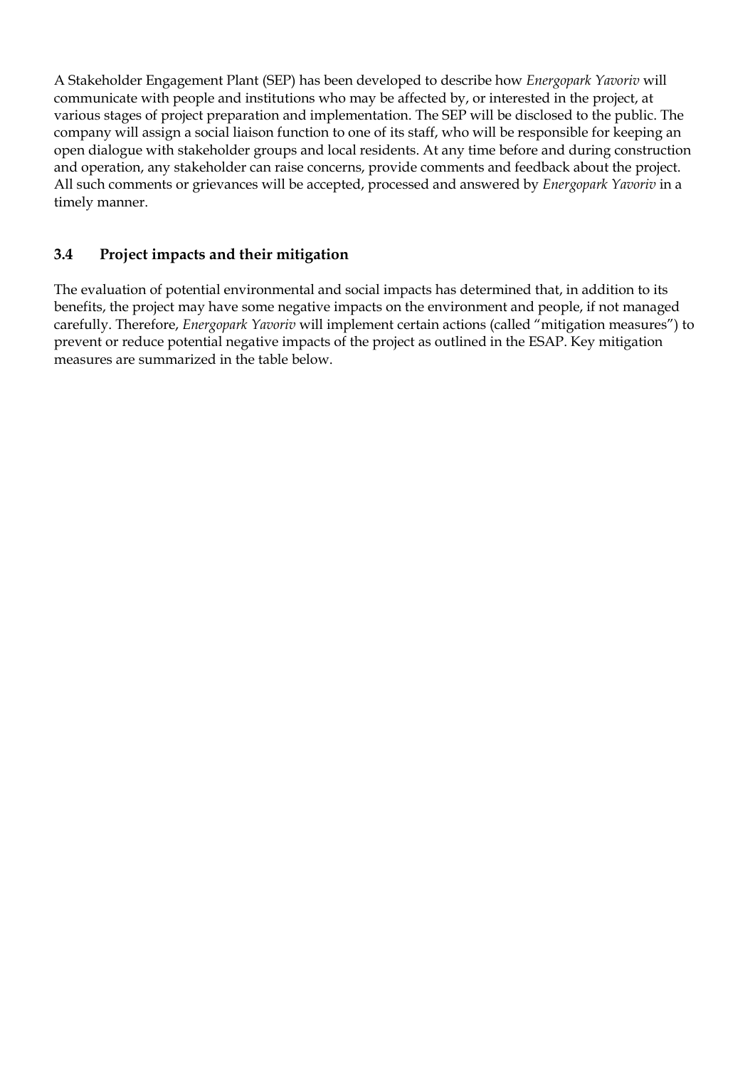A Stakeholder Engagement Plant (SEP) has been developed to describe how *Energopark Yavoriv* will communicate with people and institutions who may be affected by, or interested in the project, at various stages of project preparation and implementation. The SEP will be disclosed to the public. The company will assign a social liaison function to one of its staff, who will be responsible for keeping an open dialogue with stakeholder groups and local residents. At any time before and during construction and operation, any stakeholder can raise concerns, provide comments and feedback about the project. All such comments or grievances will be accepted, processed and answered by *Energopark Yavoriv* in a timely manner.

### 3.4 Project impacts and their mitigation

The evaluation of potential environmental and social impacts has determined that, in addition to its benefits, the project may have some negative impacts on the environment and people, if not managed carefully. Therefore, *Energopark Yavoriv* will implement certain actions (called "mitigation measures") to prevent or reduce potential negative impacts of the project as outlined in the ESAP. Key mitigation measures are summarized in the table below.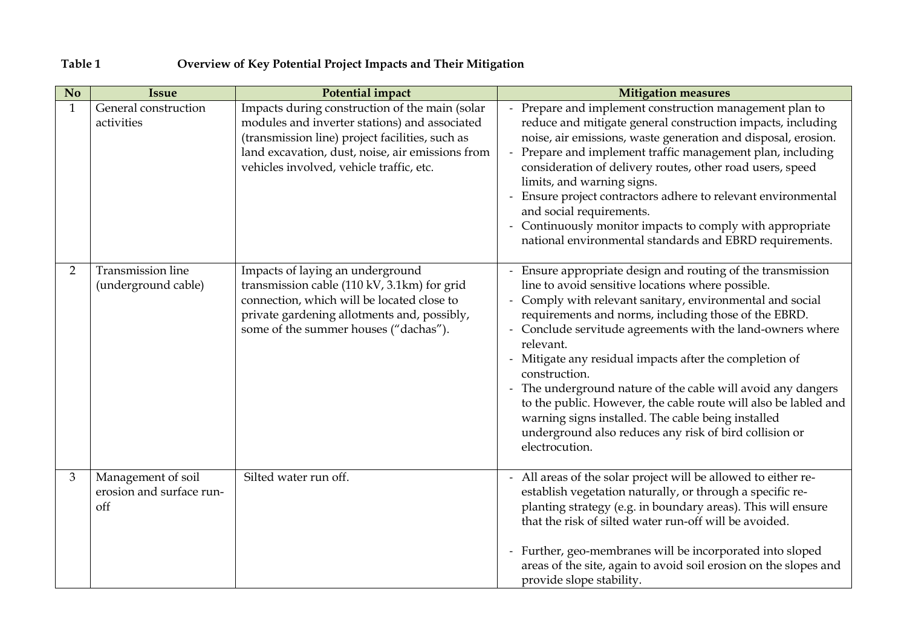**Table 1 Overview of Key Potential Project Impacts and Their Mitigation**

| No | Issue | Potential impact | Mitigation measures |
|---|---|---|---|
| 1 | General construction activities | Impacts during construction of the main (solar modules and inverter stations) and associated (transmission line) project facilities, such as land excavation, dust, noise, air emissions from vehicles involved, vehicle traffic, etc. | - Prepare and implement construction management plan to reduce and mitigate general construction impacts, including noise, air emissions, waste generation and disposal, erosion.<br>- Prepare and implement traffic management plan, including consideration of delivery routes, other road users, speed limits, and warning signs.<br>- Ensure project contractors adhere to relevant environmental and social requirements.<br>- Continuously monitor impacts to comply with appropriate national environmental standards and EBRD requirements. |
| 2 | Transmission line (underground cable) | Impacts of laying an underground transmission cable (110 kV, 3.1km) for grid connection, which will be located close to private gardening allotments and, possibly, some of the summer houses ("dachas"). | - Ensure appropriate design and routing of the transmission line to avoid sensitive locations where possible.<br>- Comply with relevant sanitary, environmental and social requirements and norms, including those of the EBRD.<br>- Conclude servitude agreements with the land-owners where relevant.<br>- Mitigate any residual impacts after the completion of construction.<br>- The underground nature of the cable will avoid any dangers to the public. However, the cable route will also be labled and warning signs installed. The cable being installed underground also reduces any risk of bird collision or electrocution. |
| 3 | Management of soil erosion and surface run-off | Silted water run off. | - All areas of the solar project will be allowed to either re-establish vegetation naturally, or through a specific re-planting strategy (e.g. in boundary areas). This will ensure that the risk of silted water run-off will be avoided.<br><br>- Further, geo-membranes will be incorporated into sloped areas of the site, again to avoid soil erosion on the slopes and provide slope stability. |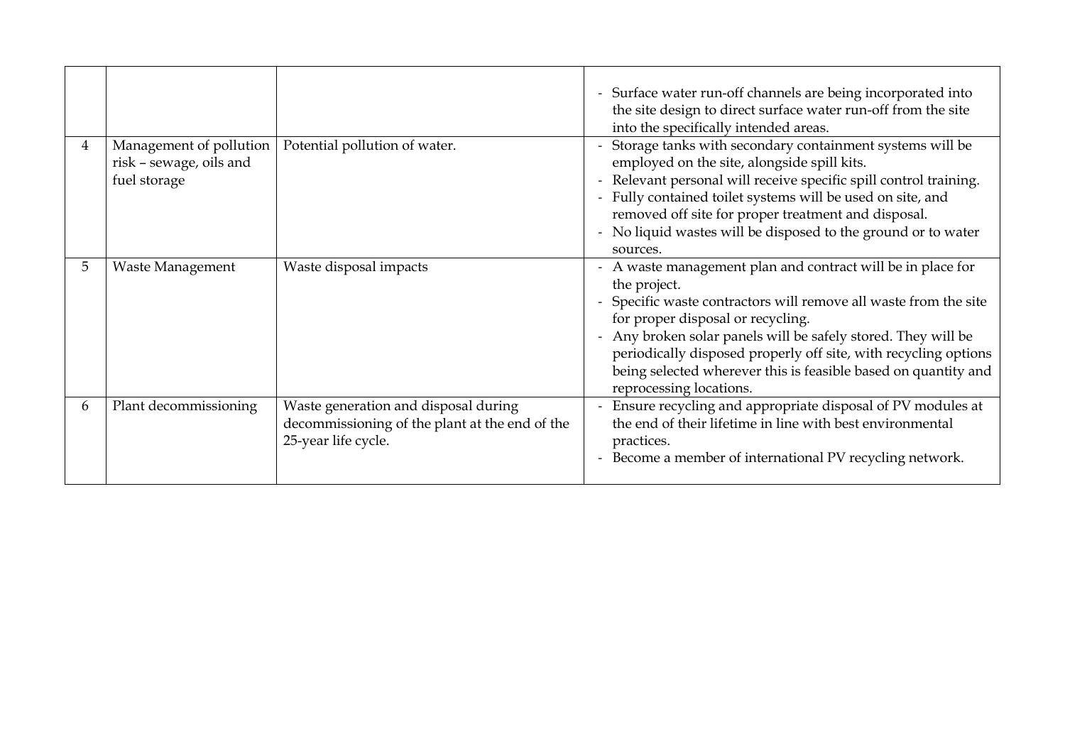| | | | |
|---|---|---|---|
| | | | - Surface water run-off channels are being incorporated into the site design to direct surface water run-off from the site into the specifically intended areas. |
| 4 | Management of pollution risk – sewage, oils and fuel storage | Potential pollution of water. | - Storage tanks with secondary containment systems will be employed on the site, alongside spill kits.<br>- Relevant personal will receive specific spill control training.<br>- Fully contained toilet systems will be used on site, and removed off site for proper treatment and disposal.<br>- No liquid wastes will be disposed to the ground or to water sources. |
| 5 | Waste Management | Waste disposal impacts | - A waste management plan and contract will be in place for the project.<br>- Specific waste contractors will remove all waste from the site for proper disposal or recycling.<br>- Any broken solar panels will be safely stored. They will be periodically disposed properly off site, with recycling options being selected wherever this is feasible based on quantity and reprocessing locations. |
| 6 | Plant decommissioning | Waste generation and disposal during decommissioning of the plant at the end of the 25-year life cycle. | - Ensure recycling and appropriate disposal of PV modules at the end of their lifetime in line with best environmental practices.<br>- Become a member of international PV recycling network. |